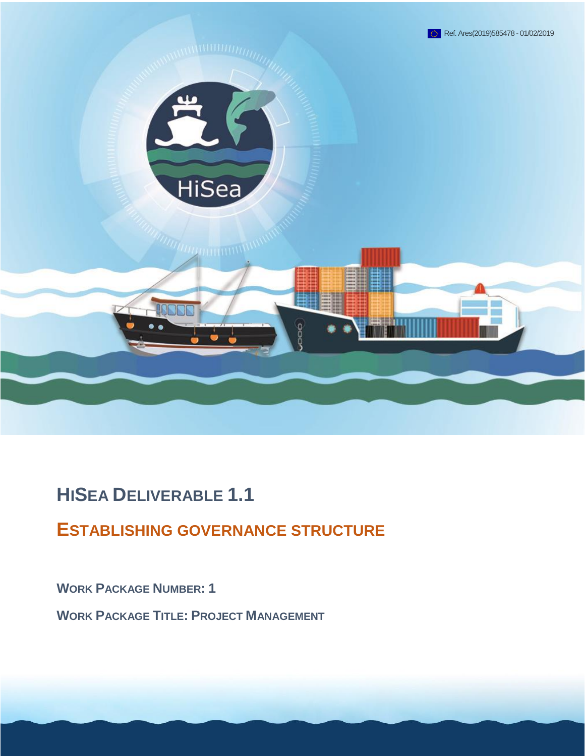Ref. Ares(2019)585478 - 01/02/2019

# HISEA DELIVERABLE 1.1

## ESTABLISHING GOVERNANCE STRUCTURE

**WORK PACKAGE NUMBER: 1**

**WORK PACKAGE TITLE: PROJECT MANAGEMENT**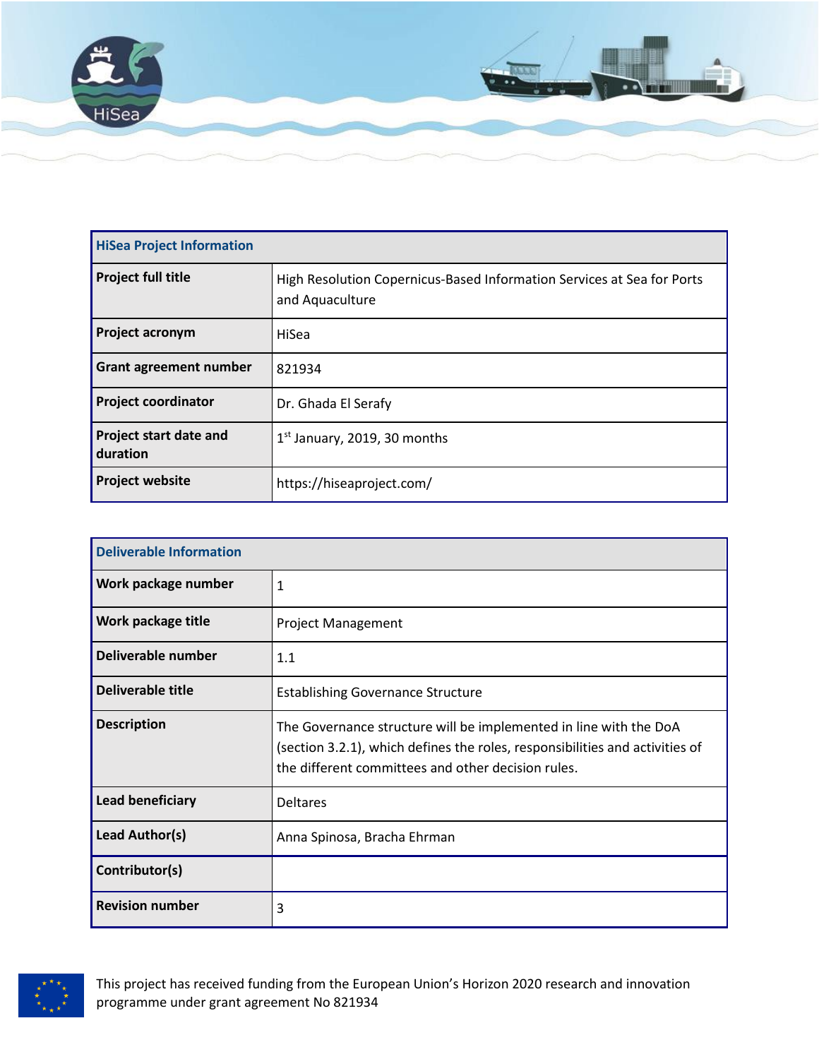| HiSea Project Information | |
|---|---|
| **Project full title** | High Resolution Copernicus-Based Information Services at Sea for Ports and Aquaculture |
| **Project acronym** | HiSea |
| **Grant agreement number** | 821934 |
| **Project coordinator** | Dr. Ghada El Serafy |
| **Project start date and duration** | 1st January, 2019, 30 months |
| **Project website** | https://hiseaproject.com/ |

| Deliverable Information | |
|---|---|
| **Work package number** | 1 |
| **Work package title** | Project Management |
| **Deliverable number** | 1.1 |
| **Deliverable title** | Establishing Governance Structure |
| **Description** | The Governance structure will be implemented in line with the DoA (section 3.2.1), which defines the roles, responsibilities and activities of the different committees and other decision rules. |
| **Lead beneficiary** | Deltares |
| **Lead Author(s)** | Anna Spinosa, Bracha Ehrman |
| **Contributor(s)** | |
| **Revision number** | 3 |

This project has received funding from the European Union's Horizon 2020 research and innovation programme under grant agreement No 821934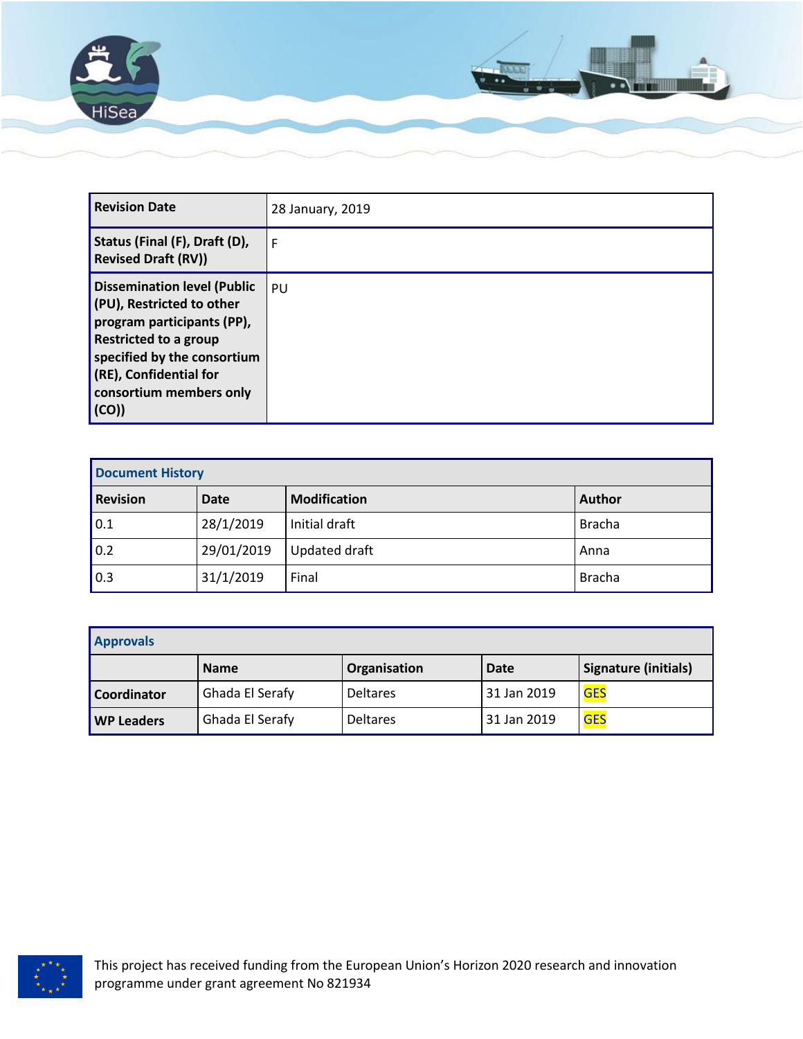| Revision Date | 28 January, 2019 |
|---|---|
| Status (Final (F), Draft (D), Revised Draft (RV)) | F |
| Dissemination level (Public (PU), Restricted to other program participants (PP), Restricted to a group specified by the consortium (RE), Confidential for consortium members only (CO)) | PU |

| Document History | | | |
|---|---|---|---|
| **Revision** | **Date** | **Modification** | **Author** |
| 0.1 | 28/1/2019 | Initial draft | Bracha |
| 0.2 | 29/01/2019 | Updated draft | Anna |
| 0.3 | 31/1/2019 | Final | Bracha |

| Approvals | | | | |
|---|---|---|---|---|
| | **Name** | **Organisation** | **Date** | **Signature (initials)** |
| **Coordinator** | Ghada El Serafy | Deltares | 31 Jan 2019 | GES |
| **WP Leaders** | Ghada El Serafy | Deltares | 31 Jan 2019 | GES |

This project has received funding from the European Union's Horizon 2020 research and innovation programme under grant agreement No 821934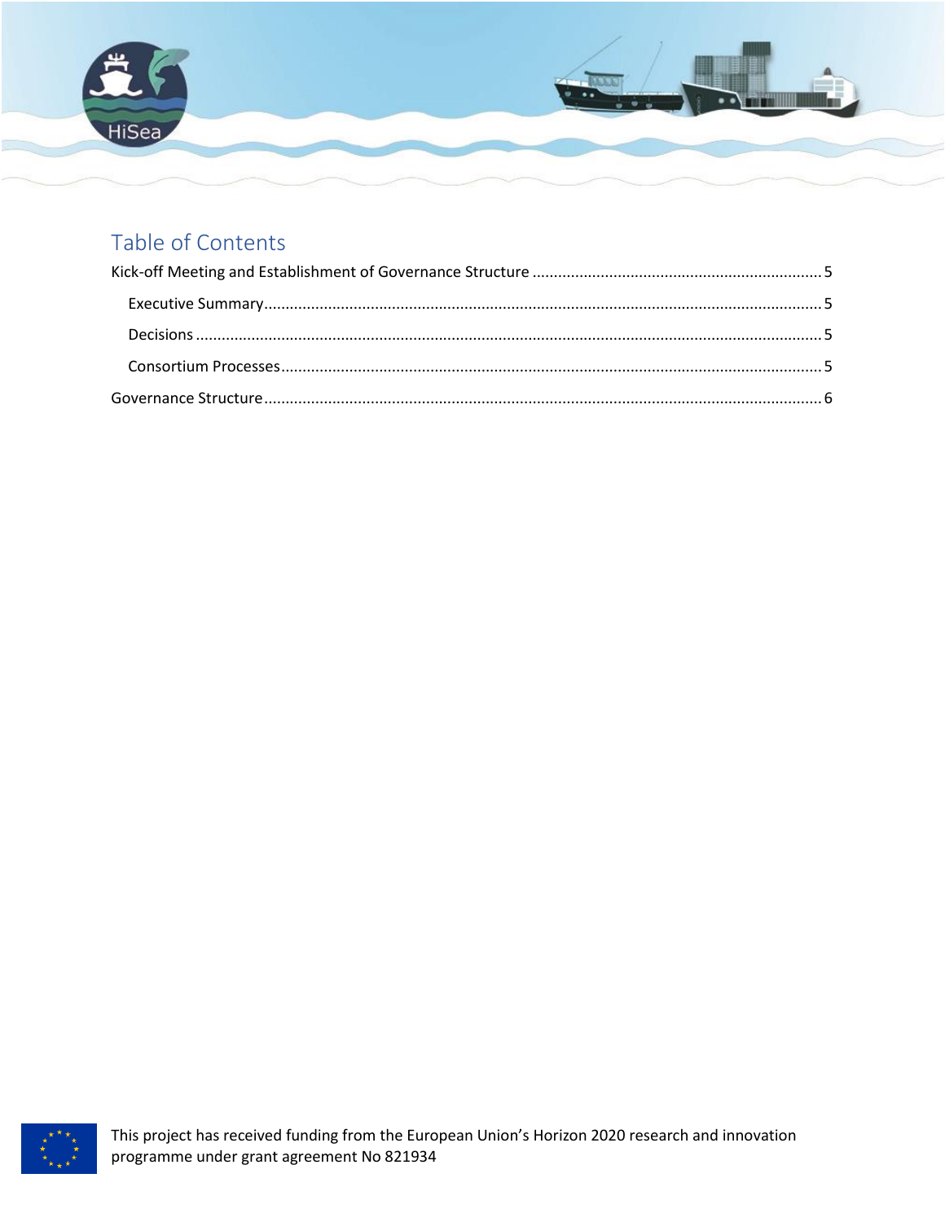# Table of Contents

Kick-off Meeting and Establishment of Governance Structure ..... 5

- Executive Summary ..... 5
- Decisions ..... 5
- Consortium Processes ..... 5

Governance Structure ..... 6

This project has received funding from the European Union's Horizon 2020 research and innovation programme under grant agreement No 821934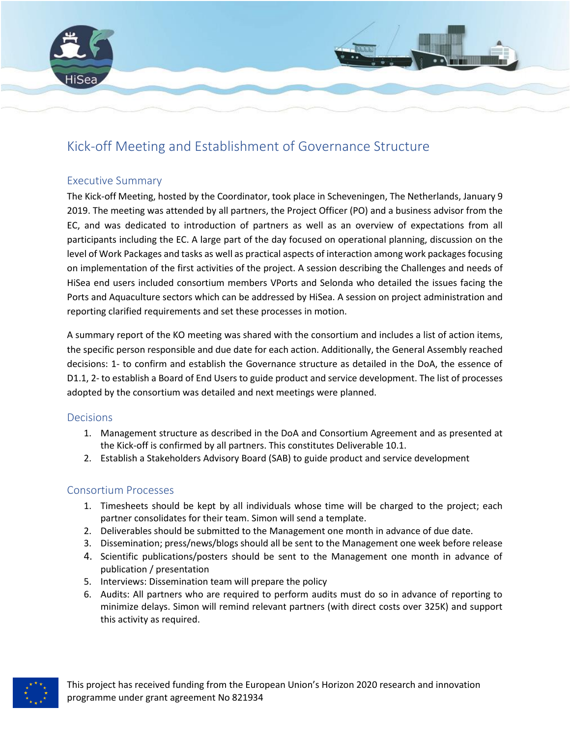# Kick-off Meeting and Establishment of Governance Structure

## Executive Summary

The Kick-off Meeting, hosted by the Coordinator, took place in Scheveningen, The Netherlands, January 9 2019. The meeting was attended by all partners, the Project Officer (PO) and a business advisor from the EC, and was dedicated to introduction of partners as well as an overview of expectations from all participants including the EC. A large part of the day focused on operational planning, discussion on the level of Work Packages and tasks as well as practical aspects of interaction among work packages focusing on implementation of the first activities of the project. A session describing the Challenges and needs of HiSea end users included consortium members VPorts and Selonda who detailed the issues facing the Ports and Aquaculture sectors which can be addressed by HiSea. A session on project administration and reporting clarified requirements and set these processes in motion.

A summary report of the KO meeting was shared with the consortium and includes a list of action items, the specific person responsible and due date for each action. Additionally, the General Assembly reached decisions: 1- to confirm and establish the Governance structure as detailed in the DoA, the essence of D1.1, 2- to establish a Board of End Users to guide product and service development. The list of processes adopted by the consortium was detailed and next meetings were planned.

## Decisions

1. Management structure as described in the DoA and Consortium Agreement and as presented at the Kick-off is confirmed by all partners. This constitutes Deliverable 10.1.
2. Establish a Stakeholders Advisory Board (SAB) to guide product and service development

## Consortium Processes

1. Timesheets should be kept by all individuals whose time will be charged to the project; each partner consolidates for their team. Simon will send a template.
2. Deliverables should be submitted to the Management one month in advance of due date.
3. Dissemination; press/news/blogs should all be sent to the Management one week before release
4. Scientific publications/posters should be sent to the Management one month in advance of publication / presentation
5. Interviews: Dissemination team will prepare the policy
6. Audits: All partners who are required to perform audits must do so in advance of reporting to minimize delays. Simon will remind relevant partners (with direct costs over 325K) and support this activity as required.

This project has received funding from the European Union's Horizon 2020 research and innovation programme under grant agreement No 821934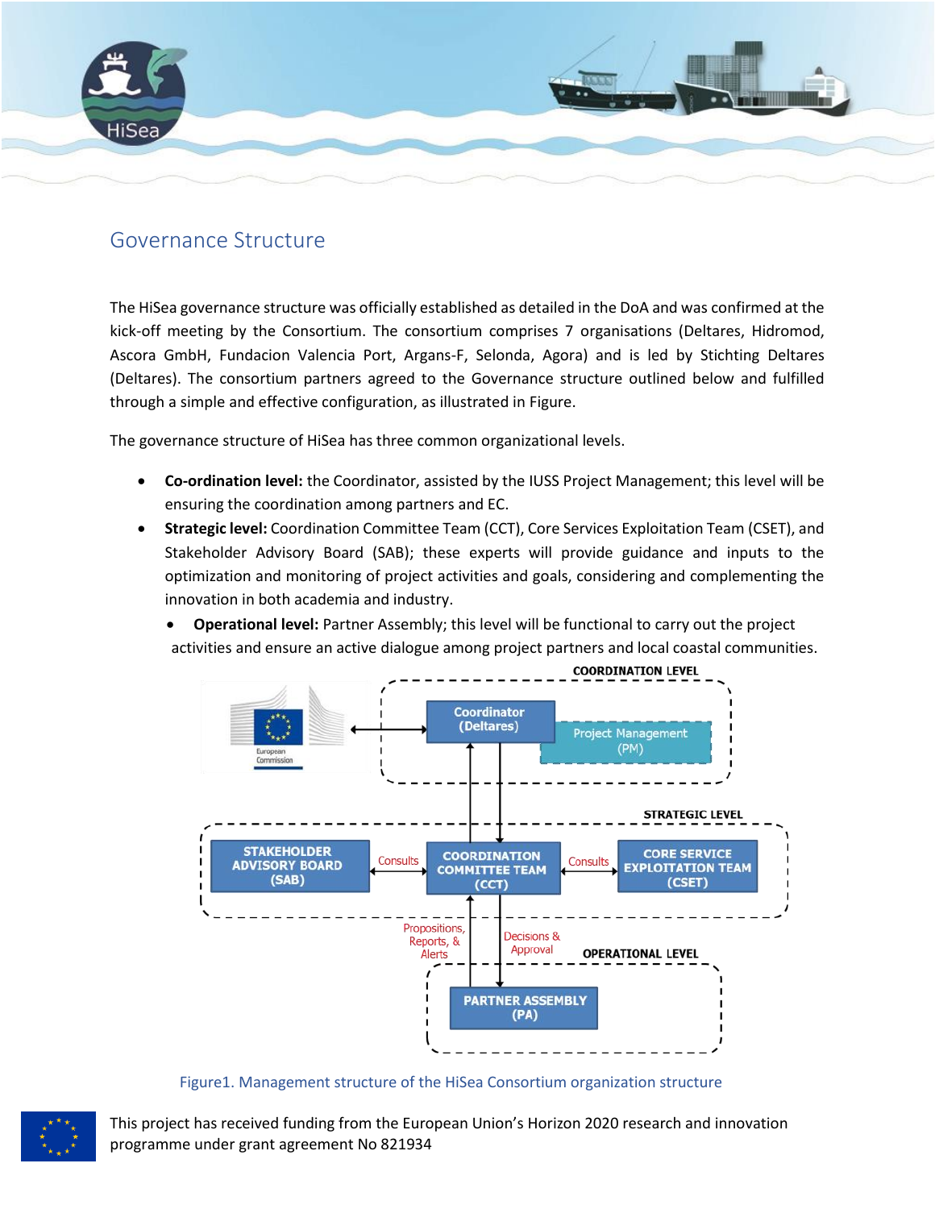## Governance Structure

The HiSea governance structure was officially established as detailed in the DoA and was confirmed at the kick-off meeting by the Consortium. The consortium comprises 7 organisations (Deltares, Hidromod, Ascora GmbH, Fundacion Valencia Port, Argans-F, Selonda, Agora) and is led by Stichting Deltares (Deltares). The consortium partners agreed to the Governance structure outlined below and fulfilled through a simple and effective configuration, as illustrated in Figure.

The governance structure of HiSea has three common organizational levels.

- **Co-ordination level:** the Coordinator, assisted by the IUSS Project Management; this level will be ensuring the coordination among partners and EC.
- **Strategic level:** Coordination Committee Team (CCT), Core Services Exploitation Team (CSET), and Stakeholder Advisory Board (SAB); these experts will provide guidance and inputs to the optimization and monitoring of project activities and goals, considering and complementing the innovation in both academia and industry.
- **Operational level:** Partner Assembly; this level will be functional to carry out the project activities and ensure an active dialogue among project partners and local coastal communities.

COORDINATION LEVEL

European Commission ↔ Coordinator (Deltares) — Project Management (PM)

STRATEGIC LEVEL

STAKEHOLDER ADVISORY BOARD (SAB) ↔ Consults ↔ COORDINATION COMMITTEE TEAM (CCT) ↔ Consults ↔ CORE SERVICE EXPLOITATION TEAM (CSET)

Propositions, Reports, & Alerts — Decisions & Approval

OPERATIONAL LEVEL

PARTNER ASSEMBLY (PA)

Figure1. Management structure of the HiSea Consortium organization structure

This project has received funding from the European Union's Horizon 2020 research and innovation programme under grant agreement No 821934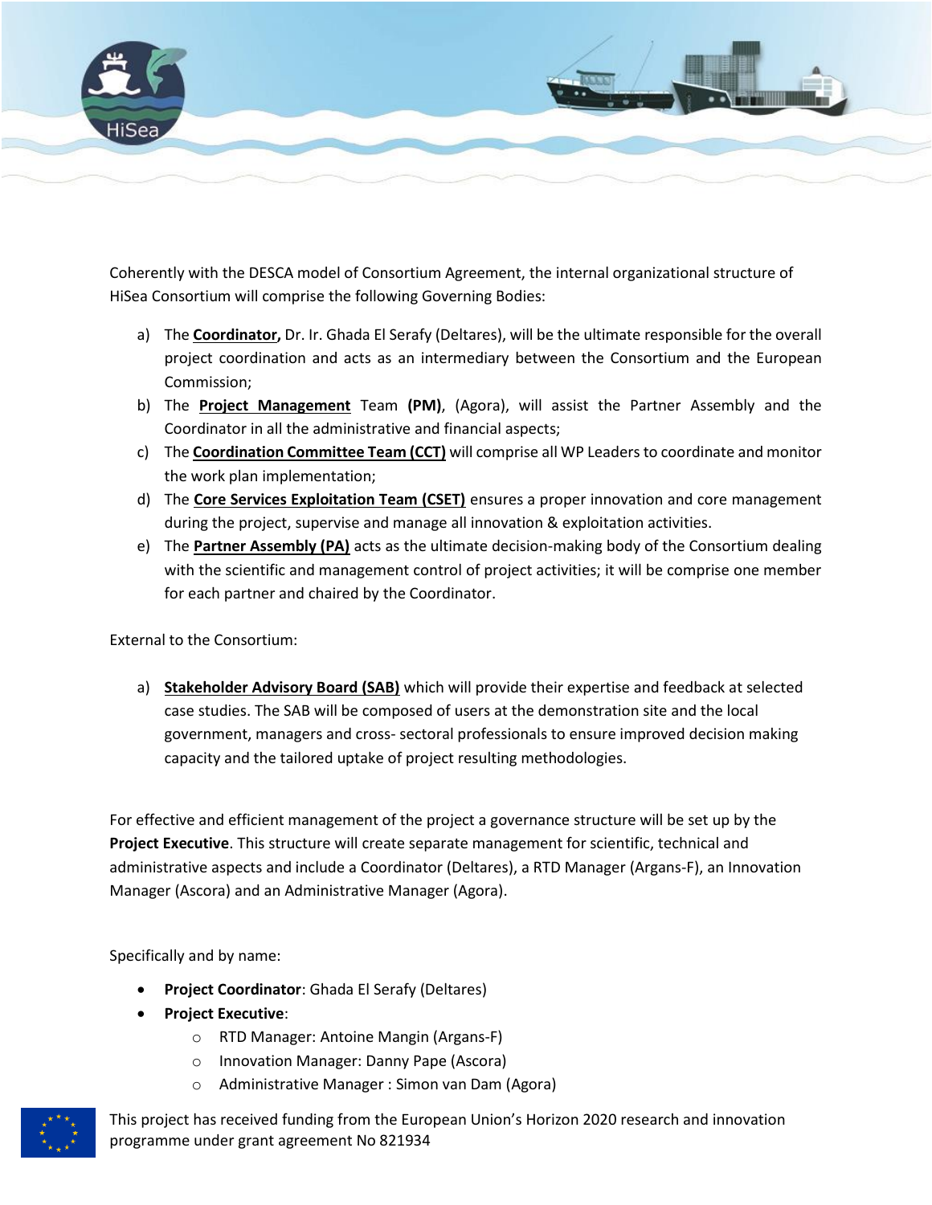Coherently with the DESCA model of Consortium Agreement, the internal organizational structure of HiSea Consortium will comprise the following Governing Bodies:

a) The **Coordinator,** Dr. Ir. Ghada El Serafy (Deltares), will be the ultimate responsible for the overall project coordination and acts as an intermediary between the Consortium and the European Commission;
b) The **Project Management** Team **(PM)**, (Agora), will assist the Partner Assembly and the Coordinator in all the administrative and financial aspects;
c) The **Coordination Committee Team (CCT)** will comprise all WP Leaders to coordinate and monitor the work plan implementation;
d) The **Core Services Exploitation Team (CSET)** ensures a proper innovation and core management during the project, supervise and manage all innovation & exploitation activities.
e) The **Partner Assembly (PA)** acts as the ultimate decision-making body of the Consortium dealing with the scientific and management control of project activities; it will be comprise one member for each partner and chaired by the Coordinator.

External to the Consortium:

a) **Stakeholder Advisory Board (SAB)** which will provide their expertise and feedback at selected case studies. The SAB will be composed of users at the demonstration site and the local government, managers and cross- sectoral professionals to ensure improved decision making capacity and the tailored uptake of project resulting methodologies.

For effective and efficient management of the project a governance structure will be set up by the **Project Executive**. This structure will create separate management for scientific, technical and administrative aspects and include a Coordinator (Deltares), a RTD Manager (Argans-F), an Innovation Manager (Ascora) and an Administrative Manager (Agora).

Specifically and by name:

- **Project Coordinator**: Ghada El Serafy (Deltares)
- **Project Executive**:
  - RTD Manager: Antoine Mangin (Argans-F)
  - Innovation Manager: Danny Pape (Ascora)
  - Administrative Manager : Simon van Dam (Agora)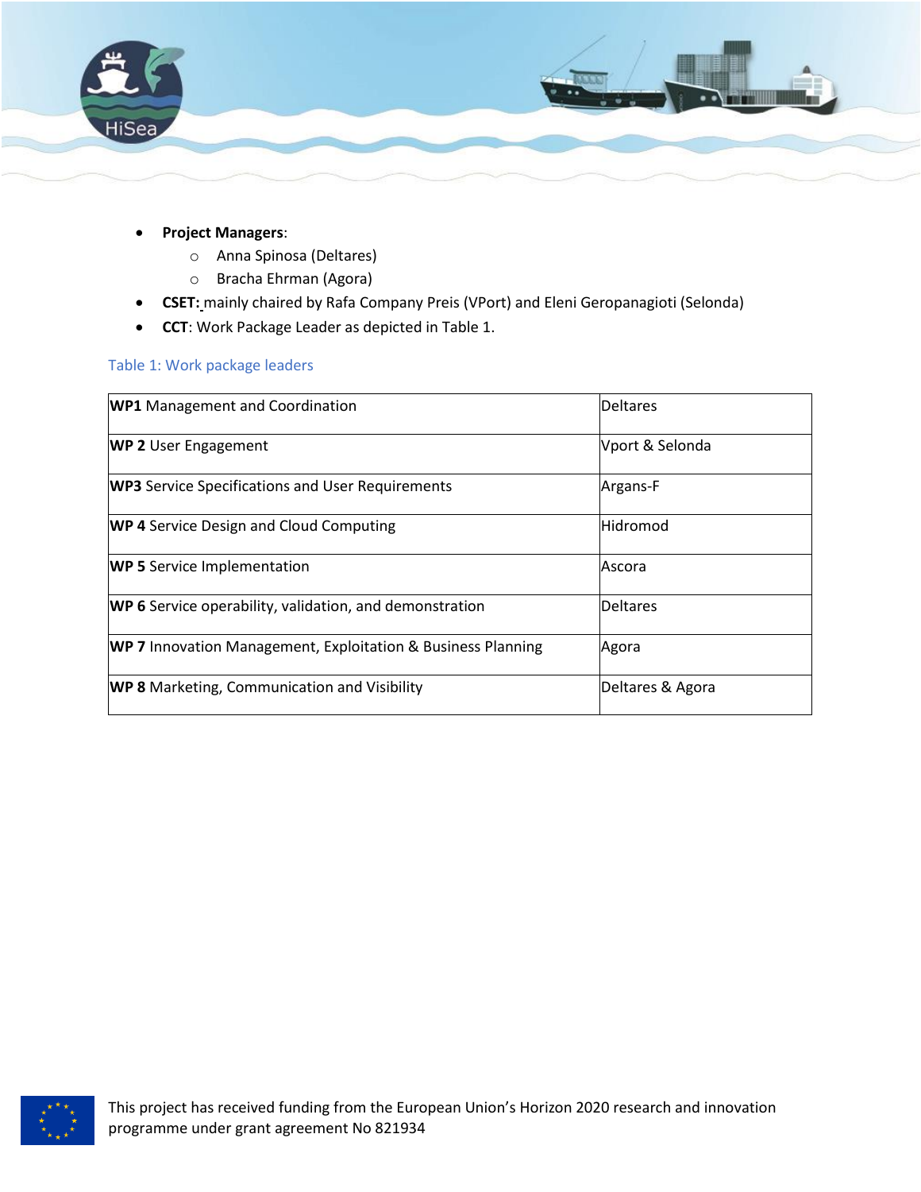- **Project Managers**:
  - Anna Spinosa (Deltares)
  - Bracha Ehrman (Agora)
- **CSET:** mainly chaired by Rafa Company Preis (VPort) and Eleni Geropanagioti (Selonda)
- **CCT**: Work Package Leader as depicted in Table 1.

Table 1: Work package leaders

| | |
|---|---|
| **WP1** Management and Coordination | Deltares |
| **WP 2** User Engagement | Vport & Selonda |
| **WP3** Service Specifications and User Requirements | Argans-F |
| **WP 4** Service Design and Cloud Computing | Hidromod |
| **WP 5** Service Implementation | Ascora |
| **WP 6** Service operability, validation, and demonstration | Deltares |
| **WP 7** Innovation Management, Exploitation & Business Planning | Agora |
| **WP 8** Marketing, Communication and Visibility | Deltares & Agora |